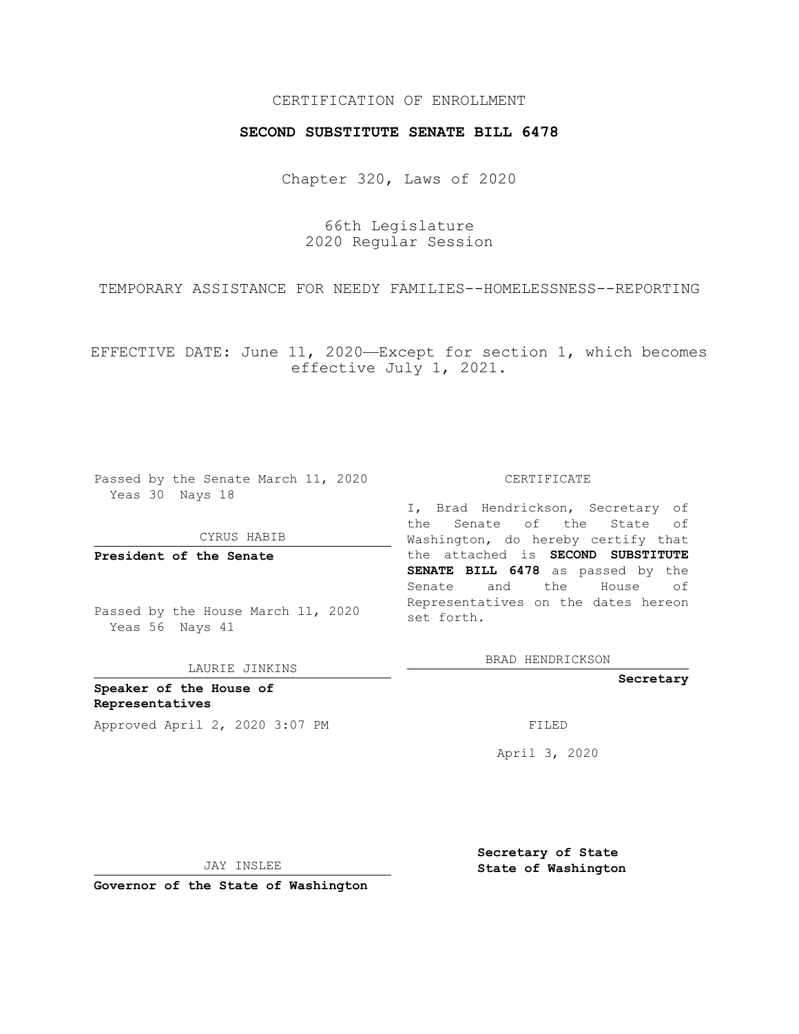CERTIFICATION OF ENROLLMENT

**SECOND SUBSTITUTE SENATE BILL 6478**

Chapter 320, Laws of 2020

66th Legislature
2020 Regular Session

TEMPORARY ASSISTANCE FOR NEEDY FAMILIES--HOMELESSNESS--REPORTING

EFFECTIVE DATE: June 11, 2020—Except for section 1, which becomes effective July 1, 2021.

Passed by the Senate March 11, 2020
Yeas 30 Nays 18

CYRUS HABIB

**President of the Senate**

Passed by the House March 11, 2020
Yeas 56 Nays 41

LAURIE JINKINS

**Speaker of the House of Representatives**

Approved April 2, 2020 3:07 PM

JAY INSLEE

**Governor of the State of Washington**

CERTIFICATE

I, Brad Hendrickson, Secretary of the Senate of the State of Washington, do hereby certify that the attached is **SECOND SUBSTITUTE SENATE BILL 6478** as passed by the Senate and the House of Representatives on the dates hereon set forth.

BRAD HENDRICKSON

**Secretary**

FILED

April 3, 2020

**Secretary of State
State of Washington**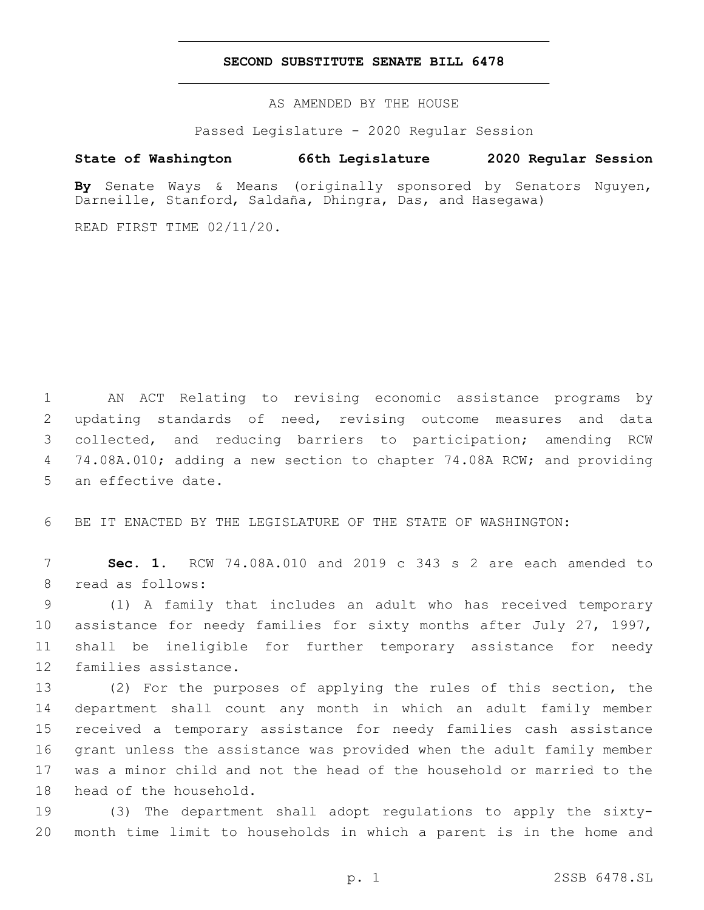# SECOND SUBSTITUTE SENATE BILL 6478

AS AMENDED BY THE HOUSE

Passed Legislature - 2020 Regular Session

**State of Washington 66th Legislature 2020 Regular Session**

**By** Senate Ways & Means (originally sponsored by Senators Nguyen, Darneille, Stanford, Saldaña, Dhingra, Das, and Hasegawa)

READ FIRST TIME 02/11/20.

1 AN ACT Relating to revising economic assistance programs by 2 updating standards of need, revising outcome measures and data 3 collected, and reducing barriers to participation; amending RCW 4 74.08A.010; adding a new section to chapter 74.08A RCW; and providing 5 an effective date.

6 BE IT ENACTED BY THE LEGISLATURE OF THE STATE OF WASHINGTON:

7 **Sec. 1.** RCW 74.08A.010 and 2019 c 343 s 2 are each amended to 8 read as follows:

9 (1) A family that includes an adult who has received temporary 10 assistance for needy families for sixty months after July 27, 1997, 11 shall be ineligible for further temporary assistance for needy 12 families assistance.

13 (2) For the purposes of applying the rules of this section, the 14 department shall count any month in which an adult family member 15 received a temporary assistance for needy families cash assistance 16 grant unless the assistance was provided when the adult family member 17 was a minor child and not the head of the household or married to the 18 head of the household.

19 (3) The department shall adopt regulations to apply the sixty-20 month time limit to households in which a parent is in the home and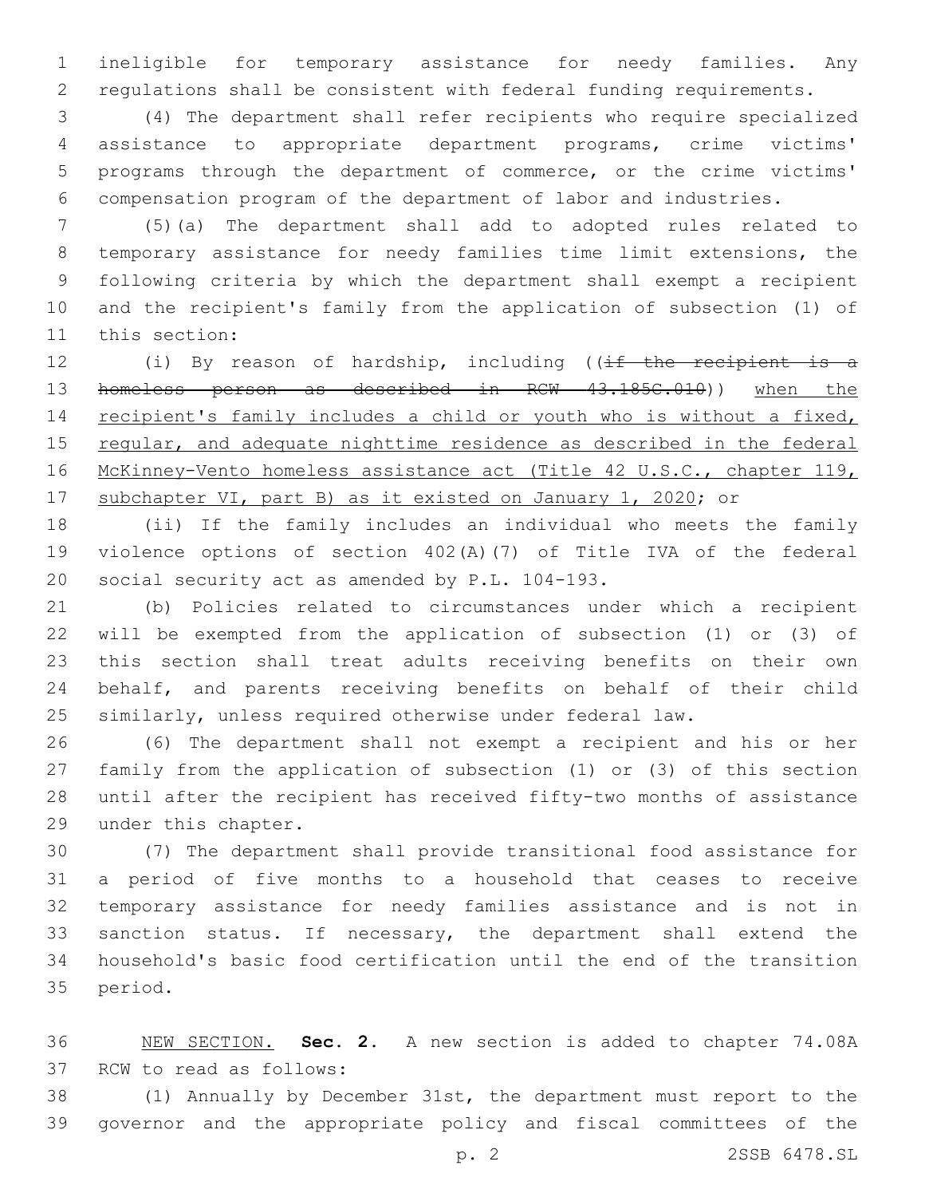ineligible for temporary assistance for needy families. Any regulations shall be consistent with federal funding requirements.

(4) The department shall refer recipients who require specialized assistance to appropriate department programs, crime victims' programs through the department of commerce, or the crime victims' compensation program of the department of labor and industries.

(5)(a) The department shall add to adopted rules related to temporary assistance for needy families time limit extensions, the following criteria by which the department shall exempt a recipient and the recipient's family from the application of subsection (1) of this section:

(i) By reason of hardship, including ((~~if the recipient is a homeless person as described in RCW 43.185C.010~~)) <u>when the recipient's family includes a child or youth who is without a fixed, regular, and adequate nighttime residence as described in the federal McKinney-Vento homeless assistance act (Title 42 U.S.C., chapter 119, subchapter VI, part B) as it existed on January 1, 2020</u>; or

(ii) If the family includes an individual who meets the family violence options of section 402(A)(7) of Title IVA of the federal social security act as amended by P.L. 104-193.

(b) Policies related to circumstances under which a recipient will be exempted from the application of subsection (1) or (3) of this section shall treat adults receiving benefits on their own behalf, and parents receiving benefits on behalf of their child similarly, unless required otherwise under federal law.

(6) The department shall not exempt a recipient and his or her family from the application of subsection (1) or (3) of this section until after the recipient has received fifty-two months of assistance under this chapter.

(7) The department shall provide transitional food assistance for a period of five months to a household that ceases to receive temporary assistance for needy families assistance and is not in sanction status. If necessary, the department shall extend the household's basic food certification until the end of the transition period.

<u>NEW SECTION.</u> **Sec. 2.** A new section is added to chapter 74.08A RCW to read as follows:

(1) Annually by December 31st, the department must report to the governor and the appropriate policy and fiscal committees of the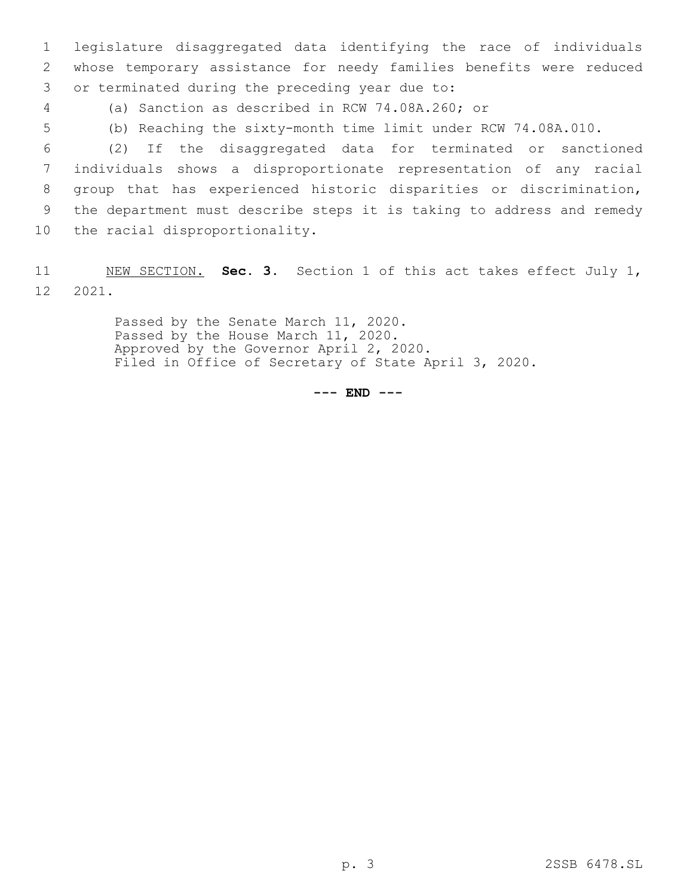legislature disaggregated data identifying the race of individuals whose temporary assistance for needy families benefits were reduced or terminated during the preceding year due to:

(a) Sanction as described in RCW 74.08A.260; or

(b) Reaching the sixty-month time limit under RCW 74.08A.010.

(2) If the disaggregated data for terminated or sanctioned individuals shows a disproportionate representation of any racial group that has experienced historic disparities or discrimination, the department must describe steps it is taking to address and remedy the racial disproportionality.

NEW SECTION. **Sec. 3.** Section 1 of this act takes effect July 1, 2021.

Passed by the Senate March 11, 2020.
Passed by the House March 11, 2020.
Approved by the Governor April 2, 2020.
Filed in Office of Secretary of State April 3, 2020.

**--- END ---**